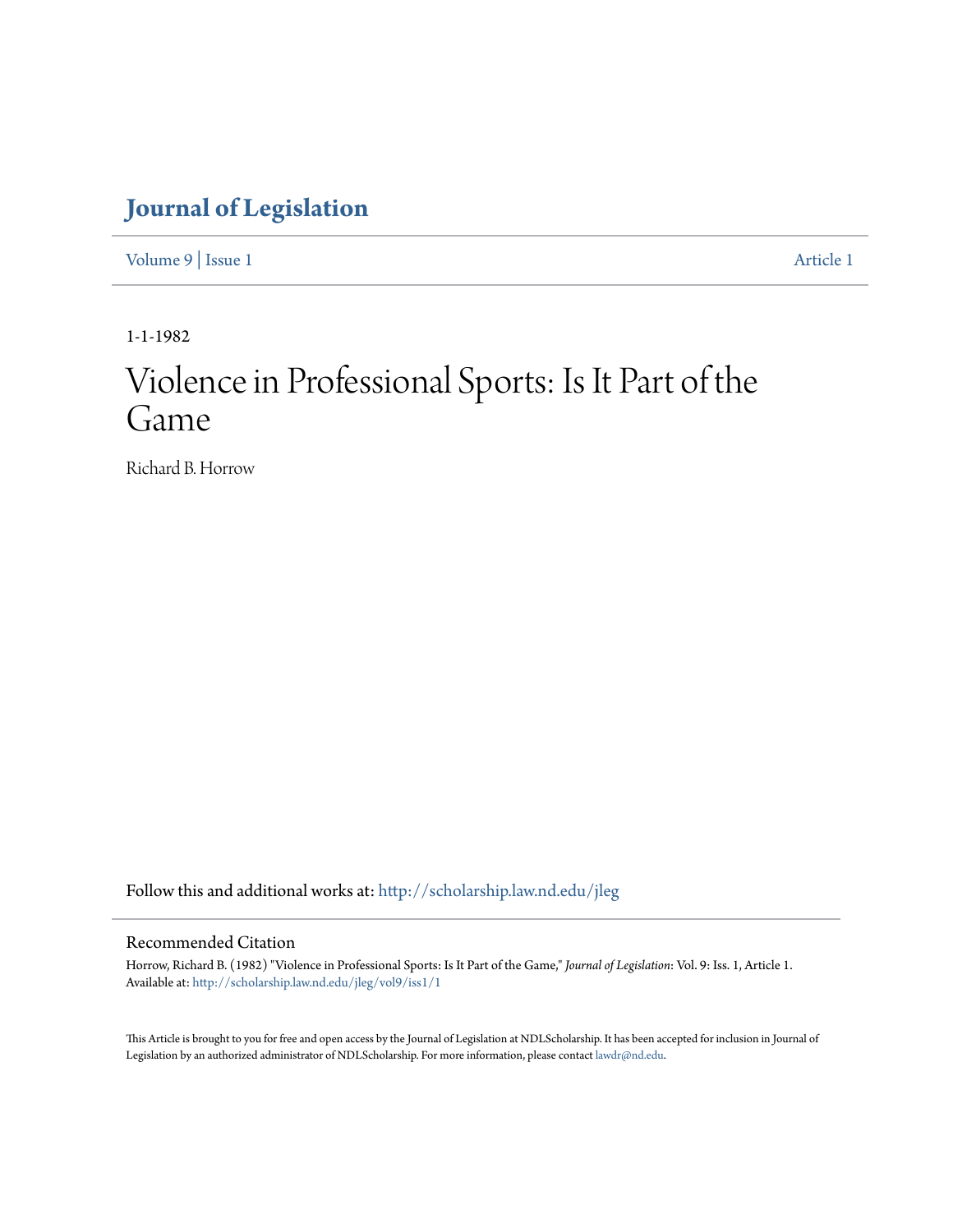# Journal of Legislation

Volume 9 | Issue 1 Article 1

1-1-1982

# Violence in Professional Sports: Is It Part of the Game

Richard B. Horrow

Follow this and additional works at: http://scholarship.law.nd.edu/jleg

## Recommended Citation

Horrow, Richard B. (1982) "Violence in Professional Sports: Is It Part of the Game," *Journal of Legislation*: Vol. 9: Iss. 1, Article 1.
Available at: http://scholarship.law.nd.edu/jleg/vol9/iss1/1

This Article is brought to you for free and open access by the Journal of Legislation at NDLScholarship. It has been accepted for inclusion in Journal of Legislation by an authorized administrator of NDLScholarship. For more information, please contact lawdr@nd.edu.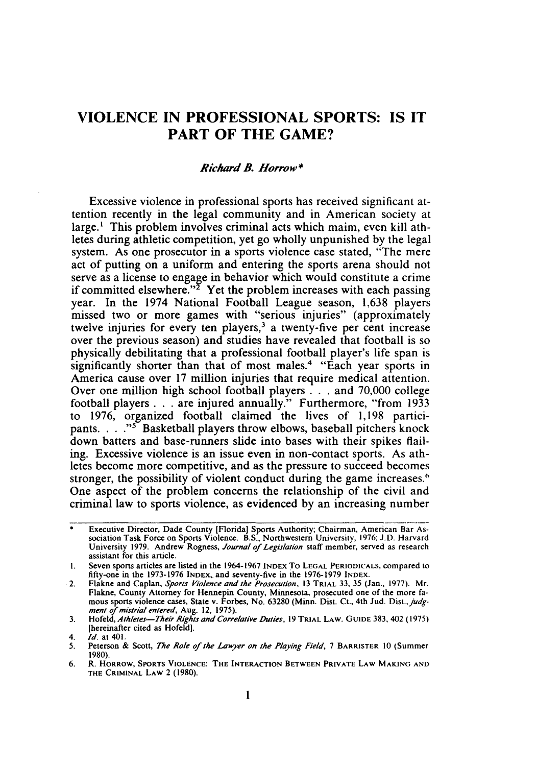# VIOLENCE IN PROFESSIONAL SPORTS: IS IT PART OF THE GAME?

*Richard B. Horrow\**

Excessive violence in professional sports has received significant attention recently in the legal community and in American society at large.[1] This problem involves criminal acts which maim, even kill athletes during athletic competition, yet go wholly unpunished by the legal system. As one prosecutor in a sports violence case stated, "The mere act of putting on a uniform and entering the sports arena should not serve as a license to engage in behavior which would constitute a crime if committed elsewhere."[2] Yet the problem increases with each passing year. In the 1974 National Football League season, 1,638 players missed two or more games with "serious injuries" (approximately twelve injuries for every ten players,[3] a twenty-five per cent increase over the previous season) and studies have revealed that football is so physically debilitating that a professional football player's life span is significantly shorter than that of most males.[4] "Each year sports in America cause over 17 million injuries that require medical attention. Over one million high school football players . . . and 70,000 college football players . . . are injured annually." Furthermore, "from 1933 to 1976, organized football claimed the lives of 1,198 participants. . . ."[5] Basketball players throw elbows, baseball pitchers knock down batters and base-runners slide into bases with their spikes flailing. Excessive violence is an issue even in non-contact sports. As athletes become more competitive, and as the pressure to succeed becomes stronger, the possibility of violent conduct during the game increases.[6] One aspect of the problem concerns the relationship of the civil and criminal law to sports violence, as evidenced by an increasing number

---

\* Executive Director, Dade County [Florida] Sports Authority; Chairman, American Bar Association Task Force on Sports Violence. B.S., Northwestern University, 1976; J.D. Harvard University 1979. Andrew Rogness, *Journal of Legislation* staff member, served as research assistant for this article.

1. Seven sports articles are listed in the 1964-1967 INDEX TO LEGAL PERIODICALS, compared to fifty-one in the 1973-1976 INDEX, and seventy-five in the 1976-1979 INDEX.
2. Flakne and Caplan, *Sports Violence and the Prosecution*, 13 TRIAL 33, 35 (Jan., 1977). Mr. Flakne, County Attorney for Hennepin County, Minnesota, prosecuted one of the more famous sports violence cases, State v. Forbes, No. 63280 (Minn. Dist. Ct., 4th Jud. Dist., *judgment of mistrial entered*, Aug. 12, 1975).
3. Hofeld, *Athletes—Their Rights and Correlative Duties*, 19 TRIAL LAW. GUIDE 383, 402 (1975) [hereinafter cited as Hofeld].
4. *Id.* at 401.
5. Peterson & Scott, *The Role of the Lawyer on the Playing Field*, 7 BARRISTER 10 (Summer 1980).
6. R. HORROW, SPORTS VIOLENCE: THE INTERACTION BETWEEN PRIVATE LAW MAKING AND THE CRIMINAL LAW 2 (1980).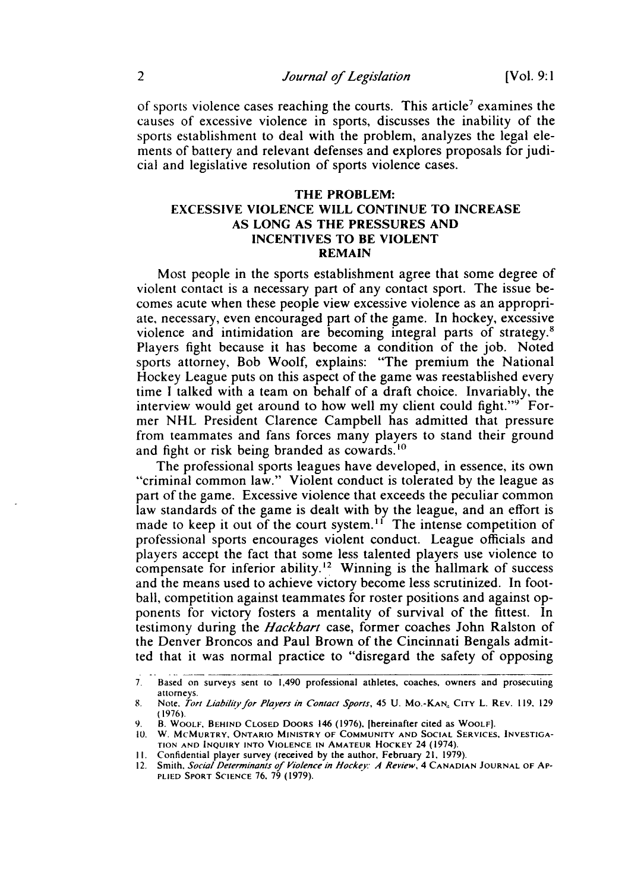of sports violence cases reaching the courts. This article[7] examines the causes of excessive violence in sports, discusses the inability of the sports establishment to deal with the problem, analyzes the legal elements of battery and relevant defenses and explores proposals for judicial and legislative resolution of sports violence cases.

## THE PROBLEM: EXCESSIVE VIOLENCE WILL CONTINUE TO INCREASE AS LONG AS THE PRESSURES AND INCENTIVES TO BE VIOLENT REMAIN

Most people in the sports establishment agree that some degree of violent contact is a necessary part of any contact sport. The issue becomes acute when these people view excessive violence as an appropriate, necessary, even encouraged part of the game. In hockey, excessive violence and intimidation are becoming integral parts of strategy.[8] Players fight because it has become a condition of the job. Noted sports attorney, Bob Woolf, explains: "The premium the National Hockey League puts on this aspect of the game was reestablished every time I talked with a team on behalf of a draft choice. Invariably, the interview would get around to how well my client could fight."[9] Former NHL President Clarence Campbell has admitted that pressure from teammates and fans forces many players to stand their ground and fight or risk being branded as cowards.[10]

The professional sports leagues have developed, in essence, its own "criminal common law." Violent conduct is tolerated by the league as part of the game. Excessive violence that exceeds the peculiar common law standards of the game is dealt with by the league, and an effort is made to keep it out of the court system.[11] The intense competition of professional sports encourages violent conduct. League officials and players accept the fact that some less talented players use violence to compensate for inferior ability.[12] Winning is the hallmark of success and the means used to achieve victory become less scrutinized. In football, competition against teammates for roster positions and against opponents for victory fosters a mentality of survival of the fittest. In testimony during the *Hackbart* case, former coaches John Ralston of the Denver Broncos and Paul Brown of the Cincinnati Bengals admitted that it was normal practice to "disregard the safety of opposing

---

7. Based on surveys sent to 1,490 professional athletes, coaches, owners and prosecuting attorneys.
8. Note, *Tort Liability for Players in Contact Sports*, 45 U. Mo.-Kan. City L. Rev. 119, 129 (1976).
9. B. Woolf, Behind Closed Doors 146 (1976), [hereinafter cited as Woolf].
10. W. McMurtry, Ontario Ministry of Community and Social Services, Investigation and Inquiry into Violence in Amateur Hockey 24 (1974).
11. Confidential player survey (received by the author, February 21, 1979).
12. Smith, *Social Determinants of Violence in Hockey: A Review*, 4 Canadian Journal of Applied Sport Science 76, 79 (1979).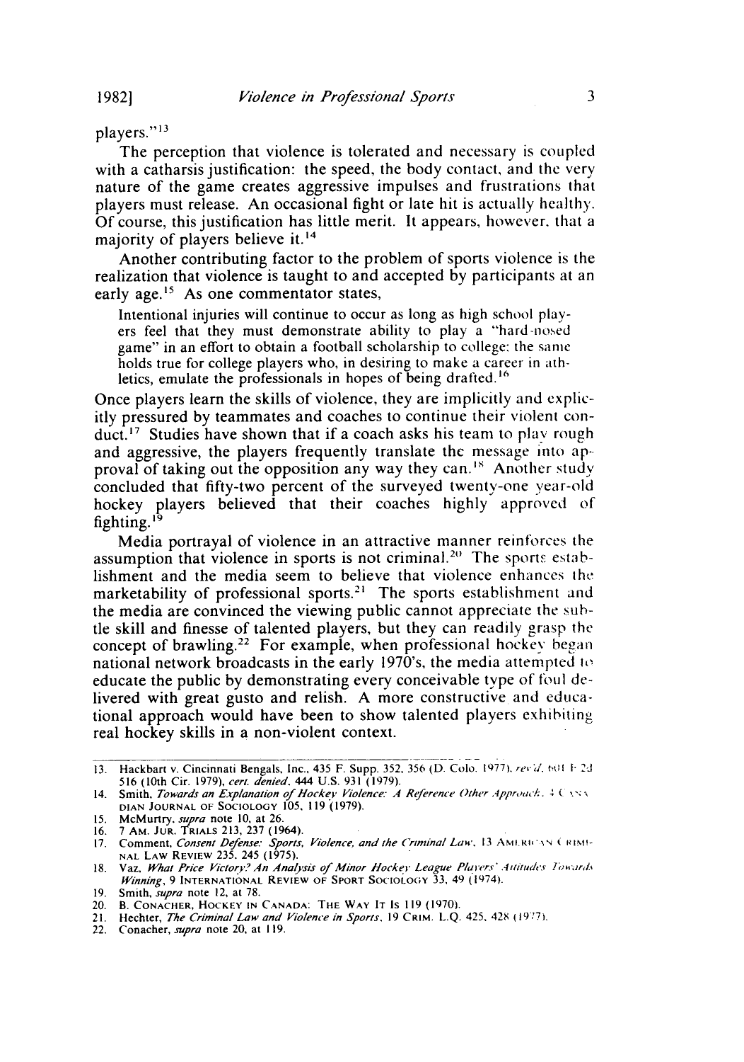players."[13]

The perception that violence is tolerated and necessary is coupled with a catharsis justification: the speed, the body contact, and the very nature of the game creates aggressive impulses and frustrations that players must release. An occasional fight or late hit is actually healthy. Of course, this justification has little merit. It appears, however, that a majority of players believe it.[14]

Another contributing factor to the problem of sports violence is the realization that violence is taught to and accepted by participants at an early age.[15] As one commentator states,

> Intentional injuries will continue to occur as long as high school players feel that they must demonstrate ability to play a "hard-nosed game" in an effort to obtain a football scholarship to college; the same holds true for college players who, in desiring to make a career in athletics, emulate the professionals in hopes of being drafted.[16]

Once players learn the skills of violence, they are implicitly and explicitly pressured by teammates and coaches to continue their violent conduct.[17] Studies have shown that if a coach asks his team to play rough and aggressive, the players frequently translate the message into approval of taking out the opposition any way they can.[18] Another study concluded that fifty-two percent of the surveyed twenty-one year-old hockey players believed that their coaches highly approved of fighting.[19]

Media portrayal of violence in an attractive manner reinforces the assumption that violence in sports is not criminal.[20] The sports establishment and the media seem to believe that violence enhances the marketability of professional sports.[21] The sports establishment and the media are convinced the viewing public cannot appreciate the subtle skill and finesse of talented players, but they can readily grasp the concept of brawling.[22] For example, when professional hockey began national network broadcasts in the early 1970's, the media attempted to educate the public by demonstrating every conceivable type of foul delivered with great gusto and relish. A more constructive and educational approach would have been to show talented players exhibiting real hockey skills in a non-violent context.

---

13. Hackbart v. Cincinnati Bengals, Inc., 435 F. Supp. 352, 356 (D. Colo. 1977), *rev'd*, 601 F.2d 516 (10th Cir. 1979), *cert. denied*, 444 U.S. 931 (1979).
14. Smith, *Towards an Explanation of Hockey Violence: A Reference Other Approach*, 4 CANADIAN JOURNAL OF SOCIOLOGY 105, 119 (1979).
15. McMurtry, *supra* note 10, at 26.
16. 7 AM. JUR. TRIALS 213, 237 (1964).
17. Comment, *Consent Defense: Sports, Violence, and the Criminal Law*, 13 AMERICAN CRIMINAL LAW REVIEW 235, 245 (1975).
18. Vaz, *What Price Victory? An Analysis of Minor Hockey League Players' Attitudes Towards Winning*, 9 INTERNATIONAL REVIEW OF SPORT SOCIOLOGY 33, 49 (1974).
19. Smith, *supra* note 12, at 78.
20. B. CONACHER, HOCKEY IN CANADA: THE WAY IT IS 119 (1970).
21. Hechter, *The Criminal Law and Violence in Sports*, 19 CRIM. L.Q. 425, 428 (1977).
22. Conacher, *supra* note 20, at 119.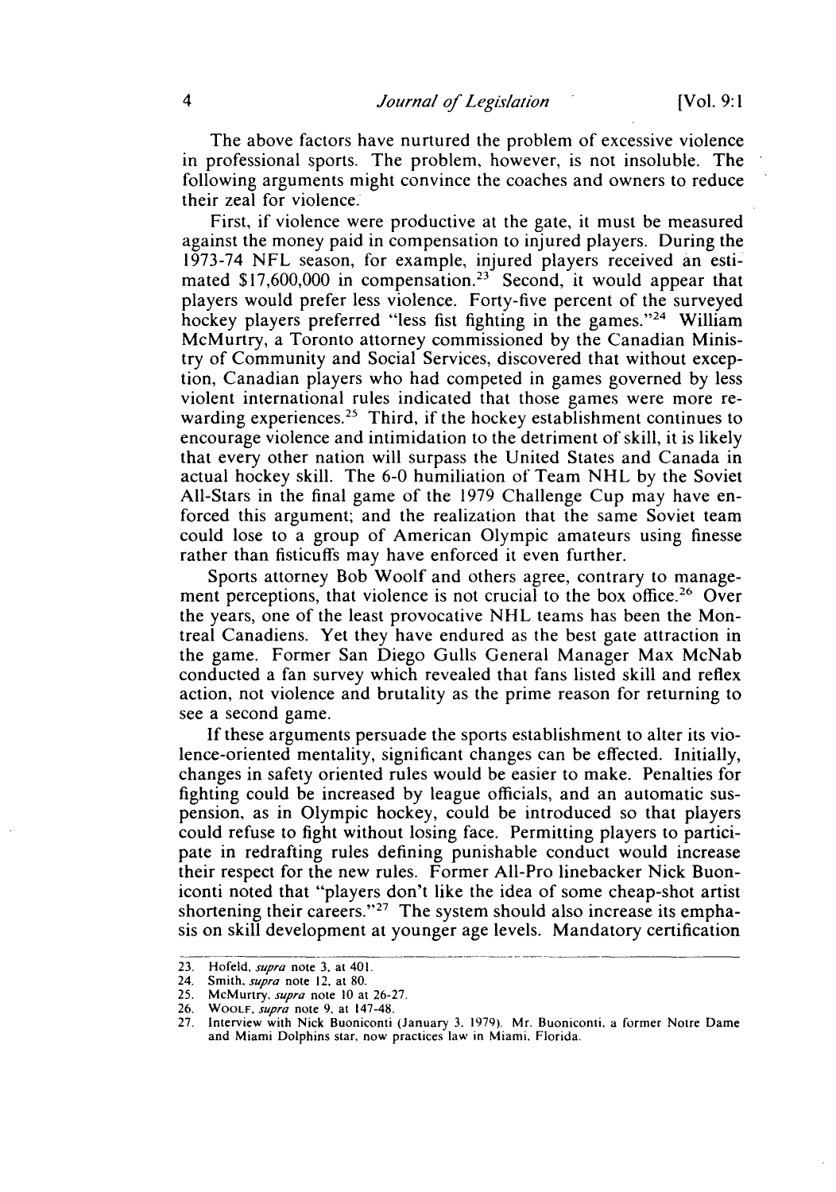The above factors have nurtured the problem of excessive violence in professional sports. The problem, however, is not insoluble. The following arguments might convince the coaches and owners to reduce their zeal for violence.

First, if violence were productive at the gate, it must be measured against the money paid in compensation to injured players. During the 1973-74 NFL season, for example, injured players received an estimated $17,600,000 in compensation.[23] Second, it would appear that players would prefer less violence. Forty-five percent of the surveyed hockey players preferred "less fist fighting in the games."[24] William McMurtry, a Toronto attorney commissioned by the Canadian Ministry of Community and Social Services, discovered that without exception, Canadian players who had competed in games governed by less violent international rules indicated that those games were more rewarding experiences.[25] Third, if the hockey establishment continues to encourage violence and intimidation to the detriment of skill, it is likely that every other nation will surpass the United States and Canada in actual hockey skill. The 6-0 humiliation of Team NHL by the Soviet All-Stars in the final game of the 1979 Challenge Cup may have enforced this argument; and the realization that the same Soviet team could lose to a group of American Olympic amateurs using finesse rather than fisticuffs may have enforced it even further.

Sports attorney Bob Woolf and others agree, contrary to management perceptions, that violence is not crucial to the box office.[26] Over the years, one of the least provocative NHL teams has been the Montreal Canadiens. Yet they have endured as the best gate attraction in the game. Former San Diego Gulls General Manager Max McNab conducted a fan survey which revealed that fans listed skill and reflex action, not violence and brutality as the prime reason for returning to see a second game.

If these arguments persuade the sports establishment to alter its violence-oriented mentality, significant changes can be effected. Initially, changes in safety oriented rules would be easier to make. Penalties for fighting could be increased by league officials, and an automatic suspension, as in Olympic hockey, could be introduced so that players could refuse to fight without losing face. Permitting players to participate in redrafting rules defining punishable conduct would increase their respect for the new rules. Former All-Pro linebacker Nick Buoniconti noted that "players don't like the idea of some cheap-shot artist shortening their careers."[27] The system should also increase its emphasis on skill development at younger age levels. Mandatory certification

---

23. Hofeld, *supra* note 3, at 401.
24. Smith, *supra* note 12, at 80.
25. McMurtry, *supra* note 10 at 26-27.
26. Woolf, *supra* note 9, at 147-48.
27. Interview with Nick Buoniconti (January 3, 1979). Mr. Buoniconti, a former Notre Dame and Miami Dolphins star, now practices law in Miami, Florida.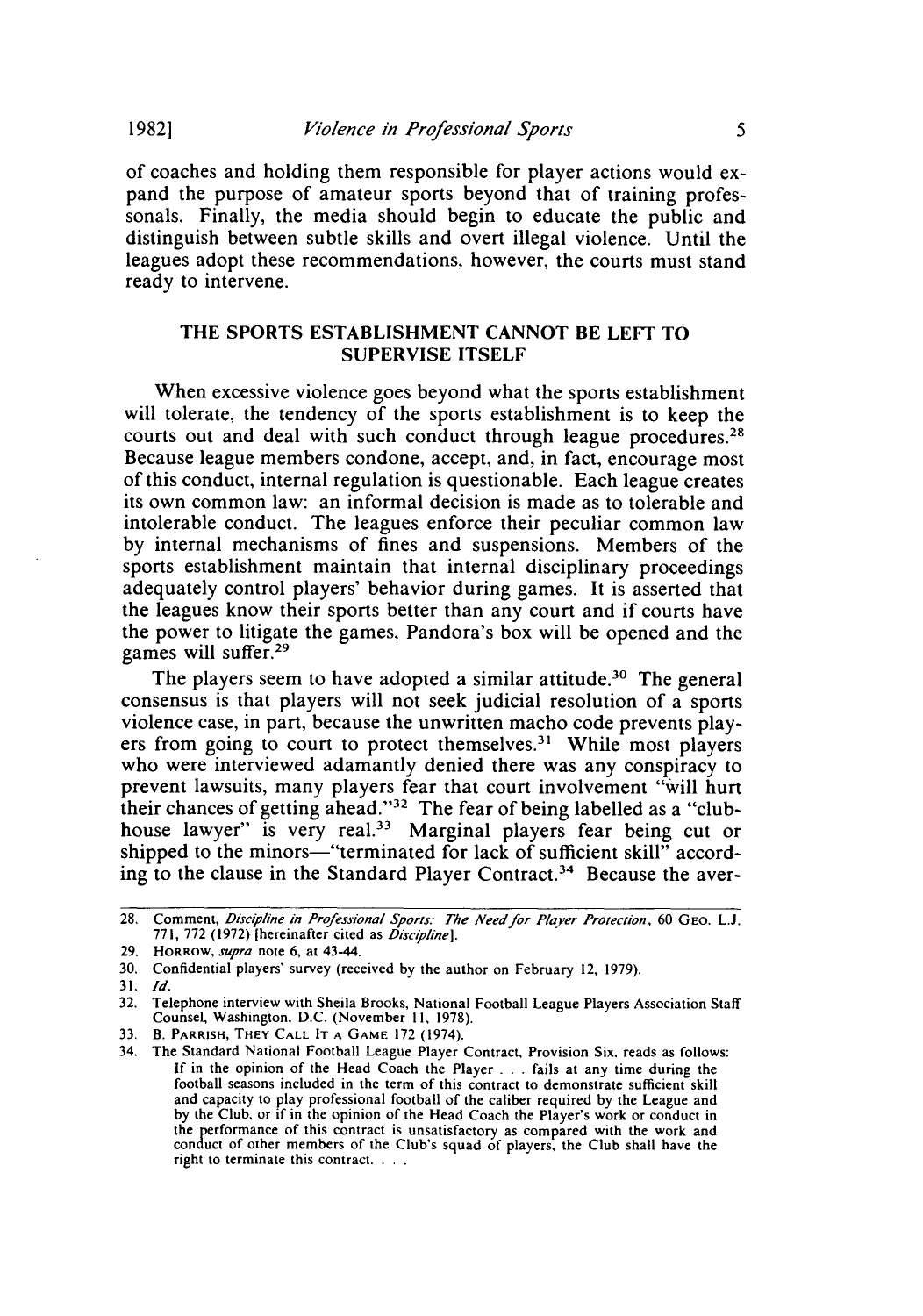of coaches and holding them responsible for player actions would expand the purpose of amateur sports beyond that of training professonals. Finally, the media should begin to educate the public and distinguish between subtle skills and overt illegal violence. Until the leagues adopt these recommendations, however, the courts must stand ready to intervene.

## THE SPORTS ESTABLISHMENT CANNOT BE LEFT TO SUPERVISE ITSELF

When excessive violence goes beyond what the sports establishment will tolerate, the tendency of the sports establishment is to keep the courts out and deal with such conduct through league procedures.[28] Because league members condone, accept, and, in fact, encourage most of this conduct, internal regulation is questionable. Each league creates its own common law: an informal decision is made as to tolerable and intolerable conduct. The leagues enforce their peculiar common law by internal mechanisms of fines and suspensions. Members of the sports establishment maintain that internal disciplinary proceedings adequately control players' behavior during games. It is asserted that the leagues know their sports better than any court and if courts have the power to litigate the games, Pandora's box will be opened and the games will suffer.[29]

The players seem to have adopted a similar attitude.[30] The general consensus is that players will not seek judicial resolution of a sports violence case, in part, because the unwritten macho code prevents players from going to court to protect themselves.[31] While most players who were interviewed adamantly denied there was any conspiracy to prevent lawsuits, many players fear that court involvement "will hurt their chances of getting ahead."[32] The fear of being labelled as a "clubhouse lawyer" is very real.[33] Marginal players fear being cut or shipped to the minors—"terminated for lack of sufficient skill" according to the clause in the Standard Player Contract.[34] Because the aver-

---

28. Comment, *Discipline in Professional Sports: The Need for Player Protection*, 60 GEO. L.J. 771, 772 (1972) [hereinafter cited as *Discipline*].

29. HORROW, *supra* note 6, at 43-44.

30. Confidential players' survey (received by the author on February 12, 1979).

31. *Id.*

32. Telephone interview with Sheila Brooks, National Football League Players Association Staff Counsel, Washington, D.C. (November 11, 1978).

33. B. PARRISH, THEY CALL IT A GAME 172 (1974).

34. The Standard National Football League Player Contract, Provision Six, reads as follows:

> If in the opinion of the Head Coach the Player . . . fails at any time during the football seasons included in the term of this contract to demonstrate sufficient skill and capacity to play professional football of the caliber required by the League and by the Club, or if in the opinion of the Head Coach the Player's work or conduct in the performance of this contract is unsatisfactory as compared with the work and conduct of other members of the Club's squad of players, the Club shall have the right to terminate this contract. . . .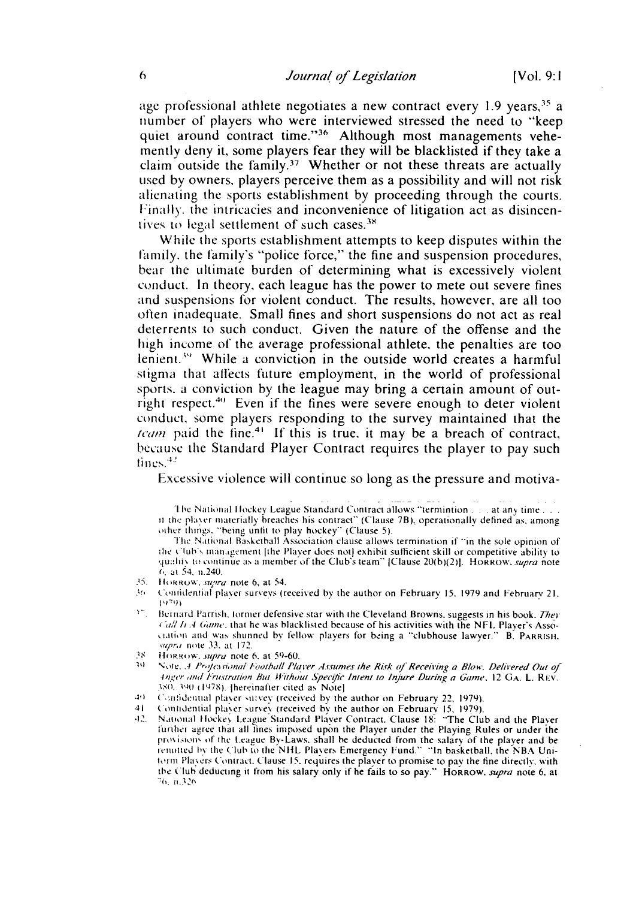age professional athlete negotiates a new contract every 1.9 years,[35] a number of players who were interviewed stressed the need to "keep quiet around contract time."[36] Although most managements vehemently deny it, some players fear they will be blacklisted if they take a claim outside the family.[37] Whether or not these threats are actually used by owners, players perceive them as a possibility and will not risk alienating the sports establishment by proceeding through the courts. Finally, the intricacies and inconvenience of litigation act as disincentives to legal settlement of such cases.[38]

While the sports establishment attempts to keep disputes within the family, the family's "police force," the fine and suspension procedures, bear the ultimate burden of determining what is excessively violent conduct. In theory, each league has the power to mete out severe fines and suspensions for violent conduct. The results, however, are all too often inadequate. Small fines and short suspensions do not act as real deterrents to such conduct. Given the nature of the offense and the high income of the average professional athlete, the penalties are too lenient.[39] While a conviction in the outside world creates a harmful stigma that affects future employment, in the world of professional sports, a conviction by the league may bring a certain amount of outright respect.[40] Even if the fines were severe enough to deter violent conduct, some players responding to the survey maintained that the *team* paid the fine.[41] If this is true, it may be a breach of contract, because the Standard Player Contract requires the player to pay such fines.[42]

Excessive violence will continue so long as the pressure and motiva-

---

The National Hockey League Standard Contract allows "termintion . . . at any time . . . if the player materially breaches his contract" (Clause 7B), operationally defined as, among other things, "being unfit to play hockey" (Clause 5).

The National Basketball Association clause allows termination if "in the sole opinion of the Club's management [the Player does not] exhibit sufficient skill or competitive ability to qualify to continue as a member of the Club's team" [Clause 20(b)(2)]. HORROW, *supra* note 6, at 54, n.240.

35. HORROW, *supra* note 6, at 54.

36. Confidential player surveys (received by the author on February 15, 1979 and February 21, 1979).

37. Bernard Parrish, former defensive star with the Cleveland Browns, suggests in his book, *They Call It A Game*, that he was blacklisted because of his activities with the NFL Player's Association and was shunned by fellow players for being a "clubhouse lawyer." B. PARRISH, *supra* note 33, at 172.

38. HORROW, *supra* note 6, at 59-60.

39. Note, *A Professional Football Player Assumes the Risk of Receiving a Blow, Delivered Out of Anger and Frustration But Without Specific Intent to Injure During a Game*, 12 GA. L. REV. 380, 390 (1978). [hereinafter cited as Note]

40. Confidential player survey (received by the author on February 22, 1979).

41. Confidential player survey (received by the author on February 15, 1979).

42. National Hockey League Standard Player Contract, Clause 18: "The Club and the Player further agree that all fines imposed upon the Player under the Playing Rules or under the provisions of the League By-Laws, shall be deducted from the salary of the player and be remitted by the Club to the NHL Players Emergency Fund." "In basketball, the NBA Uniform Players Contract, Clause 15, requires the player to promise to pay the fine directly, with the Club deducting it from his salary only if he fails to so pay." HORROW, *supra* note 6, at 76, n.326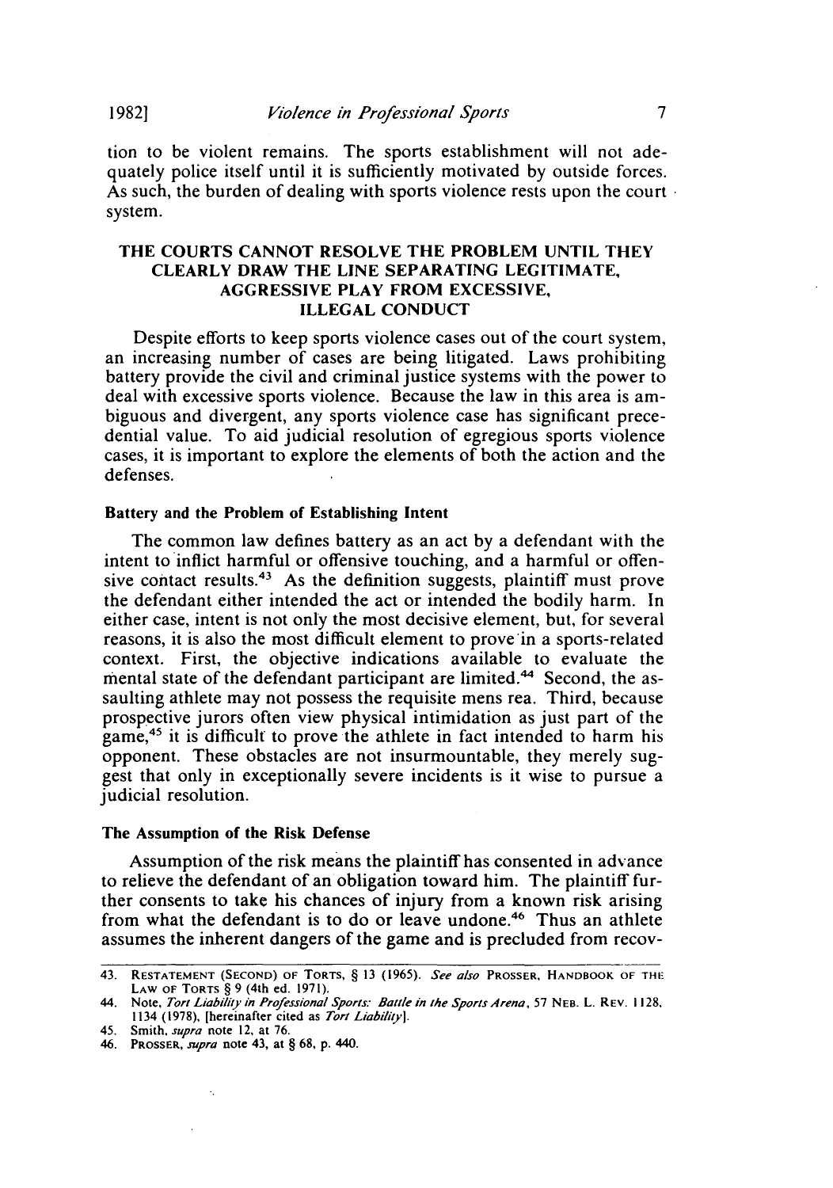tion to be violent remains. The sports establishment will not adequately police itself until it is sufficiently motivated by outside forces. As such, the burden of dealing with sports violence rests upon the court system.

## THE COURTS CANNOT RESOLVE THE PROBLEM UNTIL THEY CLEARLY DRAW THE LINE SEPARATING LEGITIMATE, AGGRESSIVE PLAY FROM EXCESSIVE, ILLEGAL CONDUCT

Despite efforts to keep sports violence cases out of the court system, an increasing number of cases are being litigated. Laws prohibiting battery provide the civil and criminal justice systems with the power to deal with excessive sports violence. Because the law in this area is ambiguous and divergent, any sports violence case has significant precedential value. To aid judicial resolution of egregious sports violence cases, it is important to explore the elements of both the action and the defenses.

### Battery and the Problem of Establishing Intent

The common law defines battery as an act by a defendant with the intent to inflict harmful or offensive touching, and a harmful or offensive contact results.[43] As the definition suggests, plaintiff must prove the defendant either intended the act or intended the bodily harm. In either case, intent is not only the most decisive element, but, for several reasons, it is also the most difficult element to prove in a sports-related context. First, the objective indications available to evaluate the mental state of the defendant participant are limited.[44] Second, the assaulting athlete may not possess the requisite mens rea. Third, because prospective jurors often view physical intimidation as just part of the game,[45] it is difficult to prove the athlete in fact intended to harm his opponent. These obstacles are not insurmountable, they merely suggest that only in exceptionally severe incidents is it wise to pursue a judicial resolution.

### The Assumption of the Risk Defense

Assumption of the risk means the plaintiff has consented in advance to relieve the defendant of an obligation toward him. The plaintiff further consents to take his chances of injury from a known risk arising from what the defendant is to do or leave undone.[46] Thus an athlete assumes the inherent dangers of the game and is precluded from recov-

---

43. RESTATEMENT (SECOND) OF TORTS, § 13 (1965). *See also* PROSSER, HANDBOOK OF THE LAW OF TORTS § 9 (4th ed. 1971).

44. Note, *Tort Liability in Professional Sports: Battle in the Sports Arena*, 57 NEB. L. REV. 1128, 1134 (1978), [hereinafter cited as *Tort Liability*].

45. Smith, *supra* note 12, at 76.

46. PROSSER, *supra* note 43, at § 68, p. 440.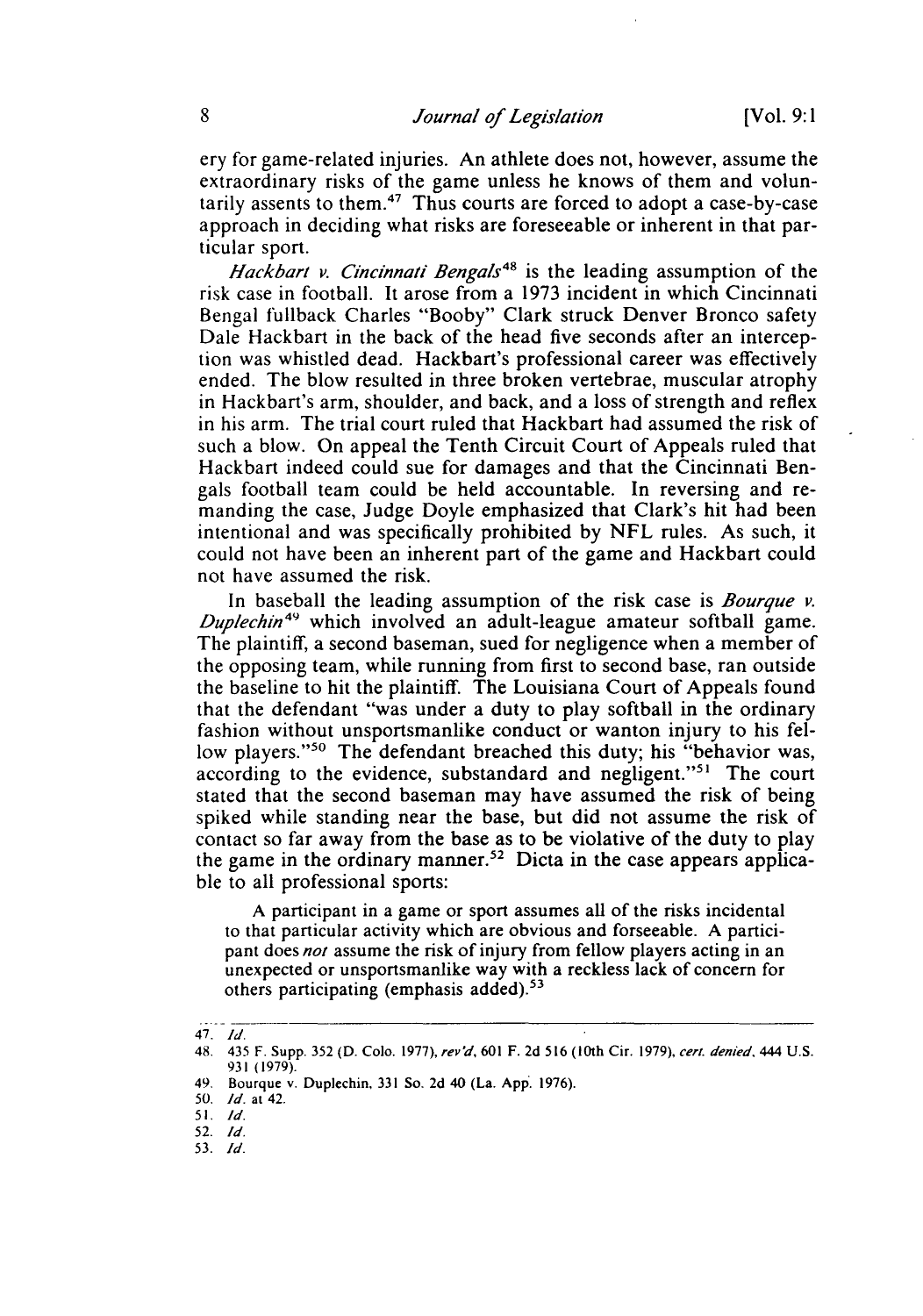ery for game-related injuries. An athlete does not, however, assume the extraordinary risks of the game unless he knows of them and voluntarily assents to them.[47] Thus courts are forced to adopt a case-by-case approach in deciding what risks are foreseeable or inherent in that particular sport.

*Hackbart v. Cincinnati Bengals*[48] is the leading assumption of the risk case in football. It arose from a 1973 incident in which Cincinnati Bengal fullback Charles "Booby" Clark struck Denver Bronco safety Dale Hackbart in the back of the head five seconds after an interception was whistled dead. Hackbart's professional career was effectively ended. The blow resulted in three broken vertebrae, muscular atrophy in Hackbart's arm, shoulder, and back, and a loss of strength and reflex in his arm. The trial court ruled that Hackbart had assumed the risk of such a blow. On appeal the Tenth Circuit Court of Appeals ruled that Hackbart indeed could sue for damages and that the Cincinnati Bengals football team could be held accountable. In reversing and remanding the case, Judge Doyle emphasized that Clark's hit had been intentional and was specifically prohibited by NFL rules. As such, it could not have been an inherent part of the game and Hackbart could not have assumed the risk.

In baseball the leading assumption of the risk case is *Bourque v. Duplechin*[49] which involved an adult-league amateur softball game. The plaintiff, a second baseman, sued for negligence when a member of the opposing team, while running from first to second base, ran outside the baseline to hit the plaintiff. The Louisiana Court of Appeals found that the defendant "was under a duty to play softball in the ordinary fashion without unsportsmanlike conduct or wanton injury to his fellow players."[50] The defendant breached this duty; his "behavior was, according to the evidence, substandard and negligent."[51] The court stated that the second baseman may have assumed the risk of being spiked while standing near the base, but did not assume the risk of contact so far away from the base as to be violative of the duty to play the game in the ordinary manner.[52] Dicta in the case appears applicable to all professional sports:

> A participant in a game or sport assumes all of the risks incidental to that particular activity which are obvious and forseeable. A participant does *not* assume the risk of injury from fellow players acting in an unexpected or unsportsmanlike way with a reckless lack of concern for others participating (emphasis added).[53]

---

47. *Id.*

48. 435 F. Supp. 352 (D. Colo. 1977), *rev'd*, 601 F. 2d 516 (10th Cir. 1979), *cert. denied*, 444 U.S. 931 (1979).

49. Bourque v. Duplechin, 331 So. 2d 40 (La. App. 1976).

50. *Id.* at 42.

51. *Id.*

52. *Id.*

53. *Id.*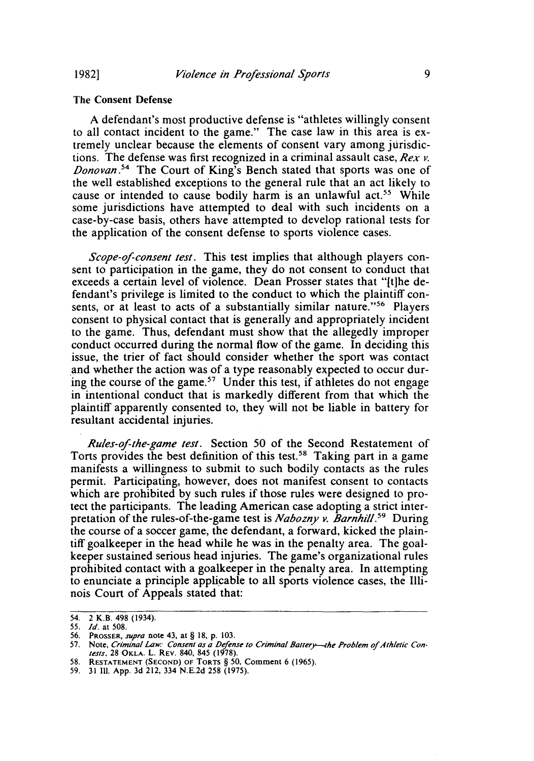### The Consent Defense

A defendant's most productive defense is "athletes willingly consent to all contact incident to the game." The case law in this area is extremely unclear because the elements of consent vary among jurisdictions. The defense was first recognized in a criminal assault case, *Rex v. Donovan*.[54] The Court of King's Bench stated that sports was one of the well established exceptions to the general rule that an act likely to cause or intended to cause bodily harm is an unlawful act.[55] While some jurisdictions have attempted to deal with such incidents on a case-by-case basis, others have attempted to develop rational tests for the application of the consent defense to sports violence cases.

*Scope-of-consent test*. This test implies that although players consent to participation in the game, they do not consent to conduct that exceeds a certain level of violence. Dean Prosser states that "[t]he defendant's privilege is limited to the conduct to which the plaintiff consents, or at least to acts of a substantially similar nature."[56] Players consent to physical contact that is generally and appropriately incident to the game. Thus, defendant must show that the allegedly improper conduct occurred during the normal flow of the game. In deciding this issue, the trier of fact should consider whether the sport was contact and whether the action was of a type reasonably expected to occur during the course of the game.[57] Under this test, if athletes do not engage in intentional conduct that is markedly different from that which the plaintiff apparently consented to, they will not be liable in battery for resultant accidental injuries.

*Rules-of-the-game test*. Section 50 of the Second Restatement of Torts provides the best definition of this test.[58] Taking part in a game manifests a willingness to submit to such bodily contacts as the rules permit. Participating, however, does not manifest consent to contacts which are prohibited by such rules if those rules were designed to protect the participants. The leading American case adopting a strict interpretation of the rules-of-the-game test is *Nabozny v. Barnhill*.[59] During the course of a soccer game, the defendant, a forward, kicked the plaintiff goalkeeper in the head while he was in the penalty area. The goalkeeper sustained serious head injuries. The game's organizational rules prohibited contact with a goalkeeper in the penalty area. In attempting to enunciate a principle applicable to all sports violence cases, the Illinois Court of Appeals stated that:

---

54. 2 K.B. 498 (1934).
55. *Id.* at 508.
56. PROSSER, *supra* note 43, at § 18, p. 103.
57. Note, *Criminal Law: Consent as a Defense to Criminal Battery—the Problem of Athletic Contests*, 28 OKLA. L. REV. 840, 845 (1978).
58. RESTATEMENT (SECOND) OF TORTS § 50, Comment 6 (1965).
59. 31 Ill. App. 3d 212, 334 N.E.2d 258 (1975).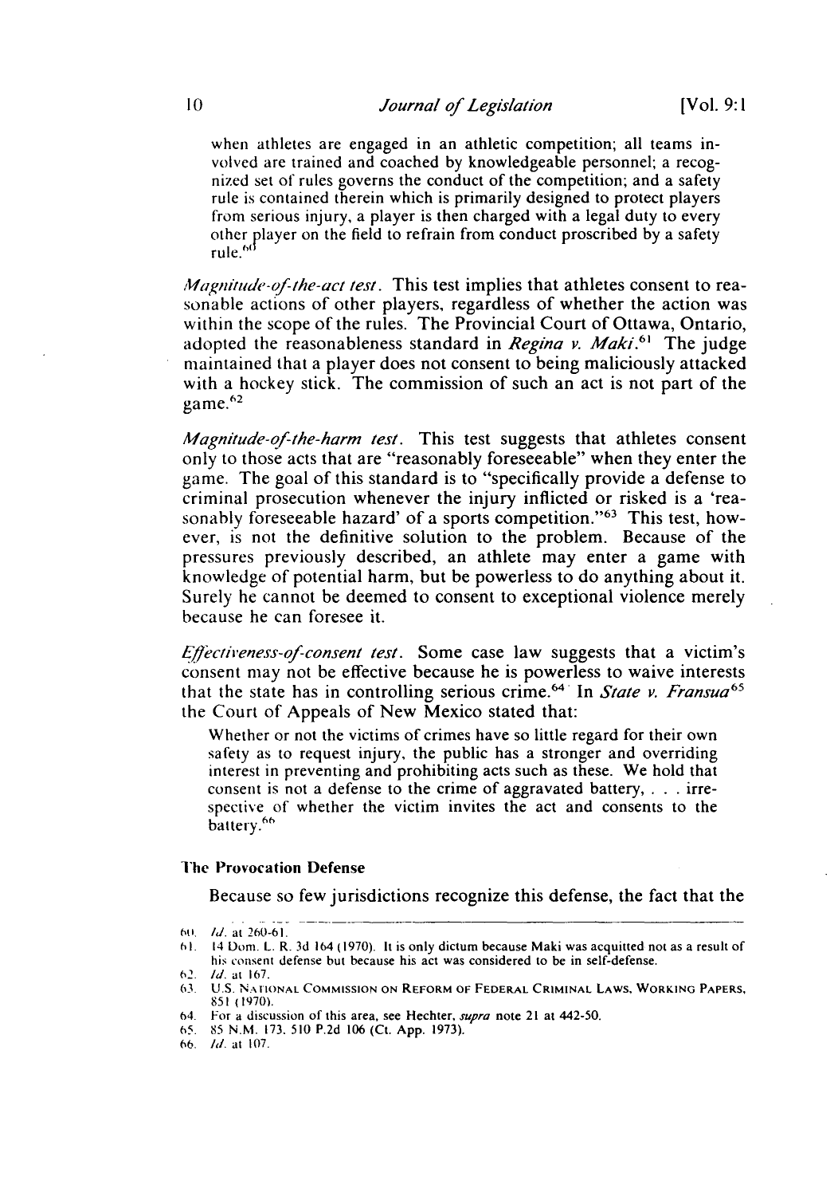when athletes are engaged in an athletic competition; all teams involved are trained and coached by knowledgeable personnel; a recognized set of rules governs the conduct of the competition; and a safety rule is contained therein which is primarily designed to protect players from serious injury, a player is then charged with a legal duty to every other player on the field to refrain from conduct proscribed by a safety rule.[60]

*Magnitude-of-the-act test*. This test implies that athletes consent to reasonable actions of other players, regardless of whether the action was within the scope of the rules. The Provincial Court of Ottawa, Ontario, adopted the reasonableness standard in *Regina v. Maki*.[61] The judge maintained that a player does not consent to being maliciously attacked with a hockey stick. The commission of such an act is not part of the game.[62]

*Magnitude-of-the-harm test*. This test suggests that athletes consent only to those acts that are "reasonably foreseeable" when they enter the game. The goal of this standard is to "specifically provide a defense to criminal prosecution whenever the injury inflicted or risked is a 'reasonably foreseeable hazard' of a sports competition."[63] This test, however, is not the definitive solution to the problem. Because of the pressures previously described, an athlete may enter a game with knowledge of potential harm, but be powerless to do anything about it. Surely he cannot be deemed to consent to exceptional violence merely because he can foresee it.

*Effectiveness-of-consent test*. Some case law suggests that a victim's consent may not be effective because he is powerless to waive interests that the state has in controlling serious crime.[64] In *State v. Fransua*[65] the Court of Appeals of New Mexico stated that:

> Whether or not the victims of crimes have so little regard for their own safety as to request injury, the public has a stronger and overriding interest in preventing and prohibiting acts such as these. We hold that consent is not a defense to the crime of aggravated battery, . . . irrespective of whether the victim invites the act and consents to the battery.[66]

#### The Provocation Defense

Because so few jurisdictions recognize this defense, the fact that the

---

60. *Id*. at 260-61.
61. 14 Dom. L. R. 3d 164 (1970). It is only dictum because Maki was acquitted not as a result of his consent defense but because his act was considered to be in self-defense.
62. *Id*. at 167.
63. U.S. National Commission on Reform of Federal Criminal Laws, Working Papers, 851 (1970).
64. For a discussion of this area, see Hechter, *supra* note 21 at 442-50.
65. 85 N.M. 173, 510 P.2d 106 (Ct. App. 1973).
66. *Id*. at 107.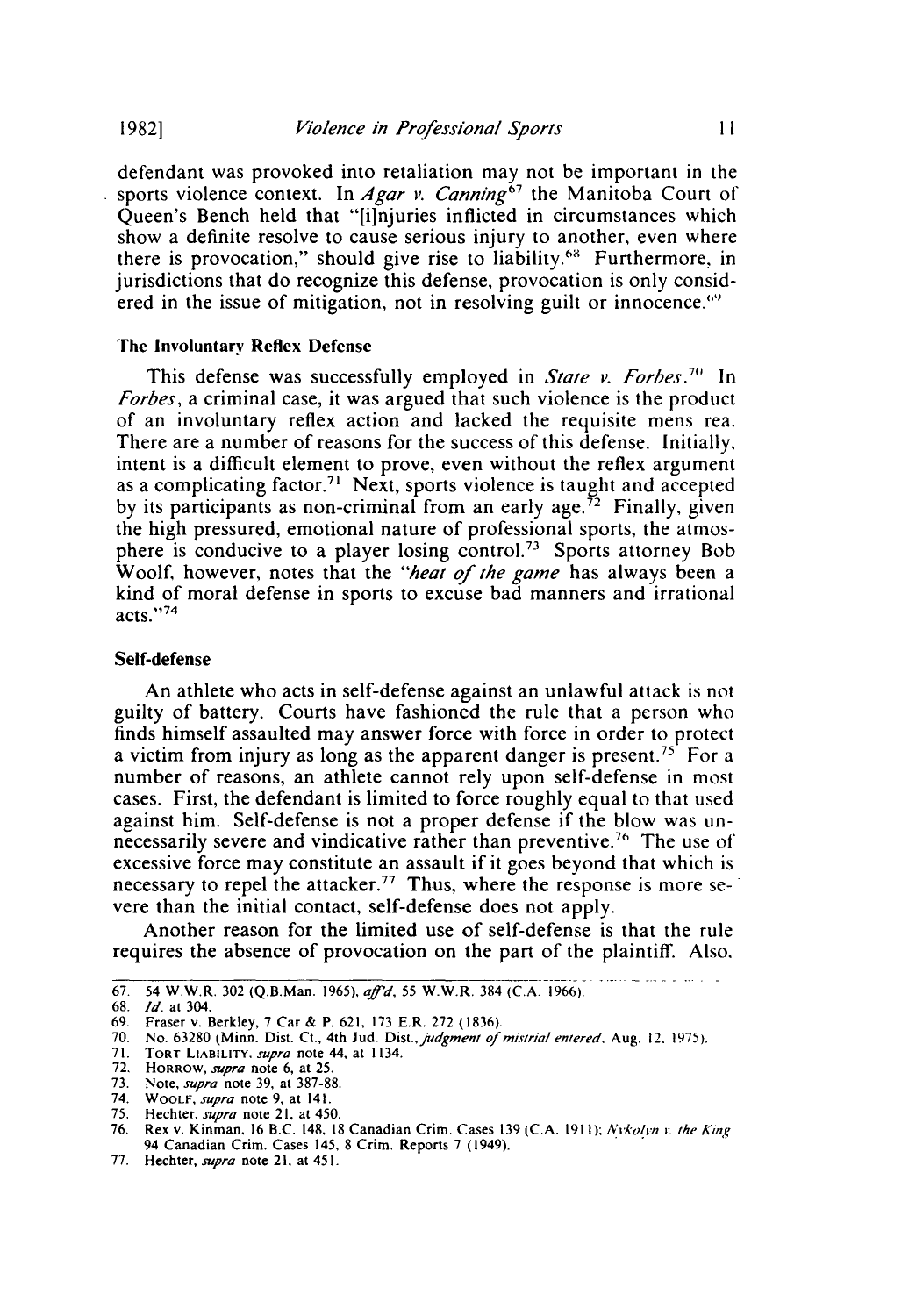defendant was provoked into retaliation may not be important in the sports violence context. In *Agar v. Canning*[67] the Manitoba Court of Queen's Bench held that "[i]njuries inflicted in circumstances which show a definite resolve to cause serious injury to another, even where there is provocation," should give rise to liability.[68] Furthermore, in jurisdictions that do recognize this defense, provocation is only considered in the issue of mitigation, not in resolving guilt or innocence.[69]

#### The Involuntary Reflex Defense

This defense was successfully employed in *State v. Forbes*.[70] In *Forbes*, a criminal case, it was argued that such violence is the product of an involuntary reflex action and lacked the requisite mens rea. There are a number of reasons for the success of this defense. Initially, intent is a difficult element to prove, even without the reflex argument as a complicating factor.[71] Next, sports violence is taught and accepted by its participants as non-criminal from an early age.[72] Finally, given the high pressured, emotional nature of professional sports, the atmosphere is conducive to a player losing control.[73] Sports attorney Bob Woolf, however, notes that the "*heat of the game* has always been a kind of moral defense in sports to excuse bad manners and irrational acts."[74]

#### Self-defense

An athlete who acts in self-defense against an unlawful attack is not guilty of battery. Courts have fashioned the rule that a person who finds himself assaulted may answer force with force in order to protect a victim from injury as long as the apparent danger is present.[75] For a number of reasons, an athlete cannot rely upon self-defense in most cases. First, the defendant is limited to force roughly equal to that used against him. Self-defense is not a proper defense if the blow was unnecessarily severe and vindicative rather than preventive.[76] The use of excessive force may constitute an assault if it goes beyond that which is necessary to repel the attacker.[77] Thus, where the response is more severe than the initial contact, self-defense does not apply.

Another reason for the limited use of self-defense is that the rule requires the absence of provocation on the part of the plaintiff. Also,

---

67. 54 W.W.R. 302 (Q.B.Man. 1965), *aff'd*, 55 W.W.R. 384 (C.A. 1966).
68. *Id.* at 304.
69. Fraser v. Berkley, 7 Car & P. 621, 173 E.R. 272 (1836).
70. No. 63280 (Minn. Dist. Ct., 4th Jud. Dist., *judgment of mistrial entered*, Aug. 12, 1975).
71. TORT LIABILITY, *supra* note 44, at 1134.
72. HORROW, *supra* note 6, at 25.
73. Note, *supra* note 39, at 387-88.
74. WOOLF, *supra* note 9, at 141.
75. Hechter, *supra* note 21, at 450.
76. Rex v. Kinman, 16 B.C. 148, 18 Canadian Crim. Cases 139 (C.A. 1911); *Nykolyn v. the King* 94 Canadian Crim. Cases 145, 8 Crim. Reports 7 (1949).
77. Hechter, *supra* note 21, at 451.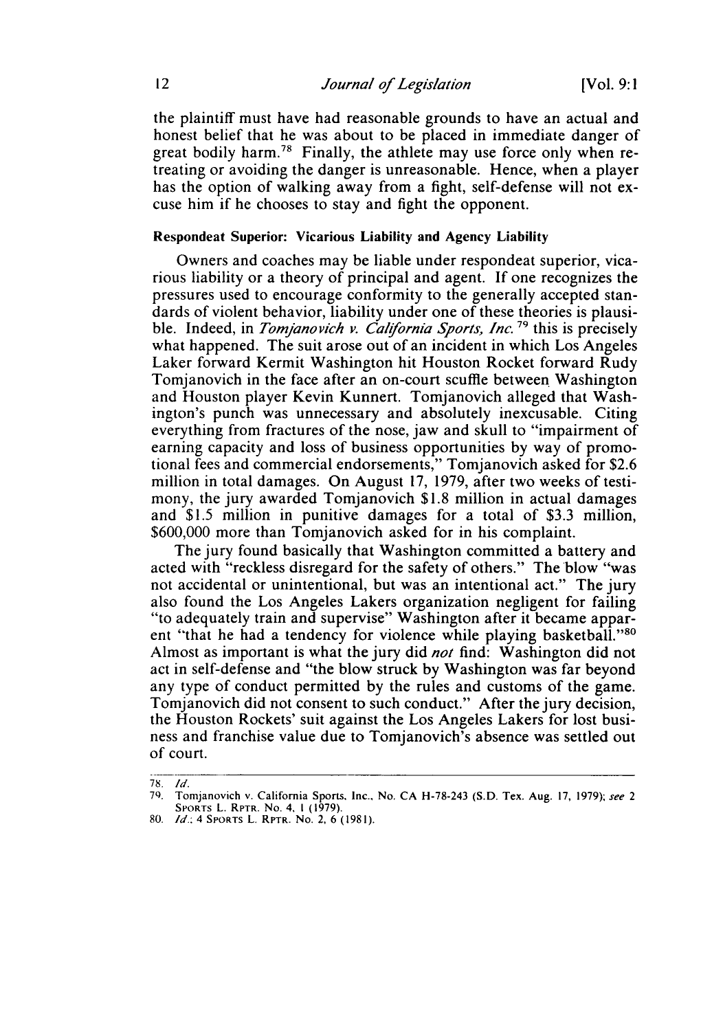the plaintiff must have had reasonable grounds to have an actual and honest belief that he was about to be placed in immediate danger of great bodily harm.[78] Finally, the athlete may use force only when retreating or avoiding the danger is unreasonable. Hence, when a player has the option of walking away from a fight, self-defense will not excuse him if he chooses to stay and fight the opponent.

#### Respondeat Superior: Vicarious Liability and Agency Liability

Owners and coaches may be liable under respondeat superior, vicarious liability or a theory of principal and agent. If one recognizes the pressures used to encourage conformity to the generally accepted standards of violent behavior, liability under one of these theories is plausible. Indeed, in *Tomjanovich v. California Sports, Inc.*[79] this is precisely what happened. The suit arose out of an incident in which Los Angeles Laker forward Kermit Washington hit Houston Rocket forward Rudy Tomjanovich in the face after an on-court scuffle between Washington and Houston player Kevin Kunnert. Tomjanovich alleged that Washington's punch was unnecessary and absolutely inexcusable. Citing everything from fractures of the nose, jaw and skull to "impairment of earning capacity and loss of business opportunities by way of promotional fees and commercial endorsements," Tomjanovich asked for $2.6 million in total damages. On August 17, 1979, after two weeks of testimony, the jury awarded Tomjanovich $1.8 million in actual damages and $1.5 million in punitive damages for a total of $3.3 million, $600,000 more than Tomjanovich asked for in his complaint.

The jury found basically that Washington committed a battery and acted with "reckless disregard for the safety of others." The blow "was not accidental or unintentional, but was an intentional act." The jury also found the Los Angeles Lakers organization negligent for failing "to adequately train and supervise" Washington after it became apparent "that he had a tendency for violence while playing basketball."[80] Almost as important is what the jury did *not* find: Washington did not act in self-defense and "the blow struck by Washington was far beyond any type of conduct permitted by the rules and customs of the game. Tomjanovich did not consent to such conduct." After the jury decision, the Houston Rockets' suit against the Los Angeles Lakers for lost business and franchise value due to Tomjanovich's absence was settled out of court.

---

78. *Id.*
79. Tomjanovich v. California Sports, Inc., No. CA H-78-243 (S.D. Tex. Aug. 17, 1979); *see* 2 SPORTS L. RPTR. No. 4, 1 (1979).
80. *Id.*; 4 SPORTS L. RPTR. No. 2, 6 (1981).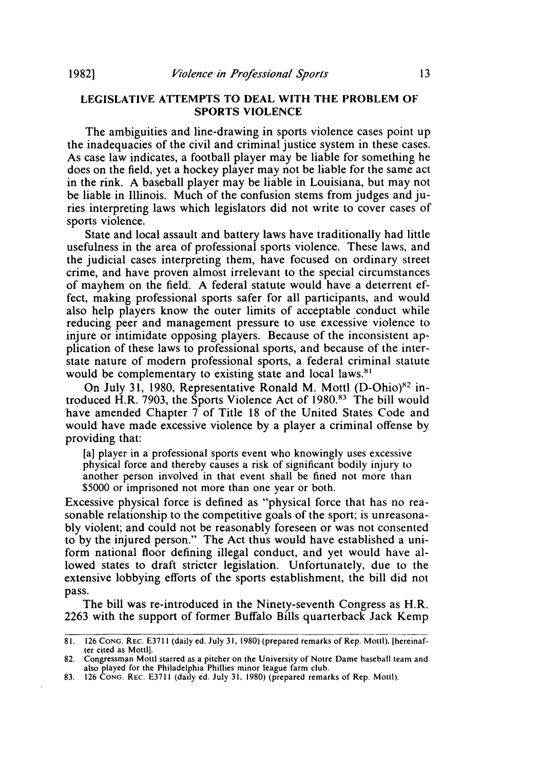## LEGISLATIVE ATTEMPTS TO DEAL WITH THE PROBLEM OF SPORTS VIOLENCE

The ambiguities and line-drawing in sports violence cases point up the inadequacies of the civil and criminal justice system in these cases. As case law indicates, a football player may be liable for something he does on the field, yet a hockey player may not be liable for the same act in the rink. A baseball player may be liable in Louisiana, but may not be liable in Illinois. Much of the confusion stems from judges and juries interpreting laws which legislators did not write to cover cases of sports violence.

State and local assault and battery laws have traditionally had little usefulness in the area of professional sports violence. These laws, and the judicial cases interpreting them, have focused on ordinary street crime, and have proven almost irrelevant to the special circumstances of mayhem on the field. A federal statute would have a deterrent effect, making professional sports safer for all participants, and would also help players know the outer limits of acceptable conduct while reducing peer and management pressure to use excessive violence to injure or intimidate opposing players. Because of the inconsistent application of these laws to professional sports, and because of the interstate nature of modern professional sports, a federal criminal statute would be complementary to existing state and local laws.[81]

On July 31, 1980, Representative Ronald M. Mottl (D-Ohio)[82] introduced H.R. 7903, the Sports Violence Act of 1980.[83] The bill would have amended Chapter 7 of Title 18 of the United States Code and would have made excessive violence by a player a criminal offense by providing that:

> [a] player in a professional sports event who knowingly uses excessive physical force and thereby causes a risk of significant bodily injury to another person involved in that event shall be fined not more than $5000 or imprisoned not more than one year or both.

Excessive physical force is defined as "physical force that has no reasonable relationship to the competitive goals of the sport; is unreasonably violent; and could not be reasonably foreseen or was not consented to by the injured person." The Act thus would have established a uniform national floor defining illegal conduct, and yet would have allowed states to draft stricter legislation. Unfortunately, due to the extensive lobbying efforts of the sports establishment, the bill did not pass.

The bill was re-introduced in the Ninety-seventh Congress as H.R. 2263 with the support of former Buffalo Bills quarterback Jack Kemp

---

81. 126 CONG. REC. E3711 (daily ed. July 31, 1980) (prepared remarks of Rep. Mottl), [hereinafter cited as Mottl].

82. Congressman Mottl starred as a pitcher on the University of Notre Dame baseball team and also played for the Philadelphia Phillies minor league farm club.

83. 126 CONG. REC. E3711 (daily ed. July 31, 1980) (prepared remarks of Rep. Mottl).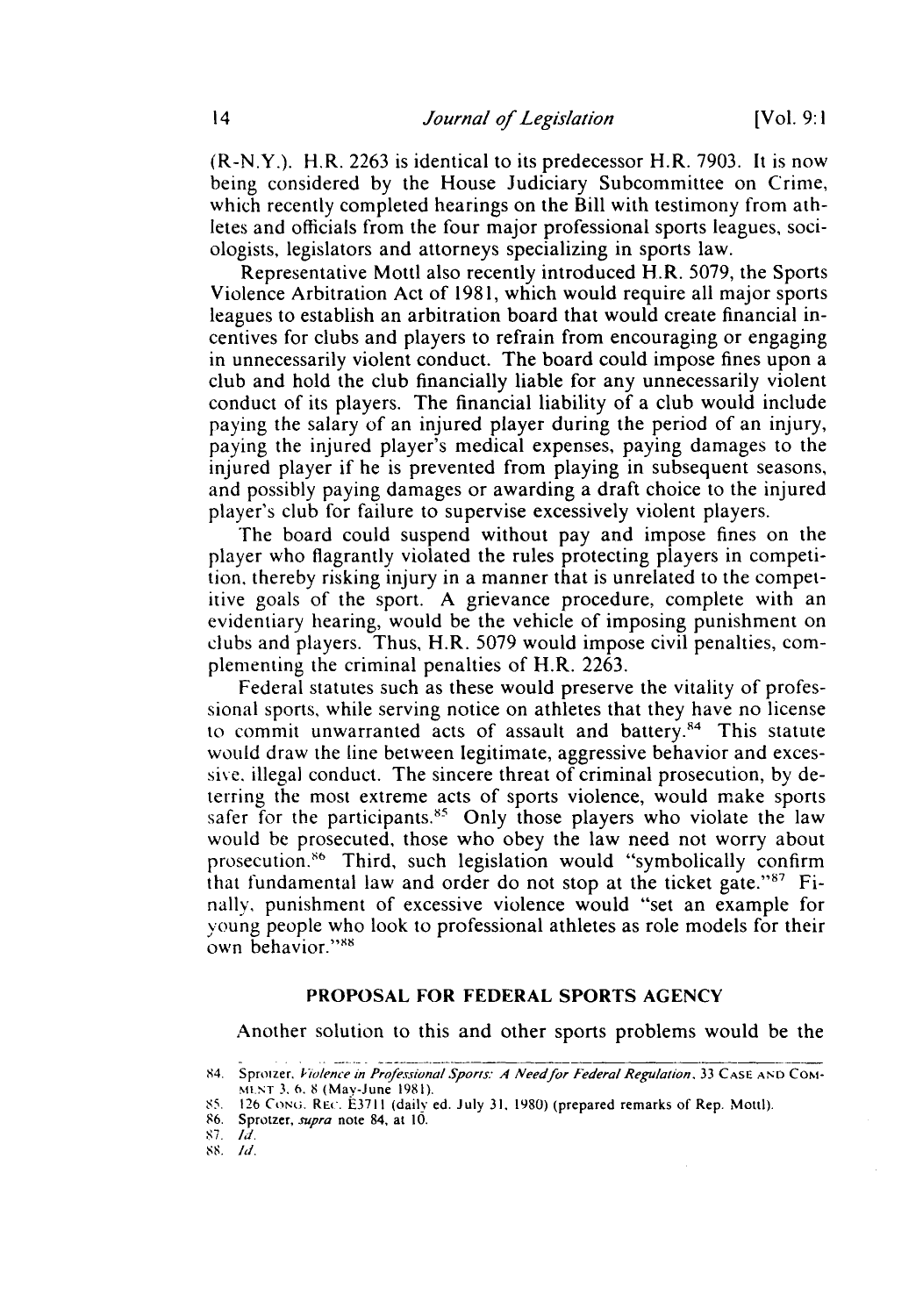(R-N.Y.). H.R. 2263 is identical to its predecessor H.R. 7903. It is now being considered by the House Judiciary Subcommittee on Crime, which recently completed hearings on the Bill with testimony from athletes and officials from the four major professional sports leagues, sociologists, legislators and attorneys specializing in sports law.

Representative Mottl also recently introduced H.R. 5079, the Sports Violence Arbitration Act of 1981, which would require all major sports leagues to establish an arbitration board that would create financial incentives for clubs and players to refrain from encouraging or engaging in unnecessarily violent conduct. The board could impose fines upon a club and hold the club financially liable for any unnecessarily violent conduct of its players. The financial liability of a club would include paying the salary of an injured player during the period of an injury, paying the injured player's medical expenses, paying damages to the injured player if he is prevented from playing in subsequent seasons, and possibly paying damages or awarding a draft choice to the injured player's club for failure to supervise excessively violent players.

The board could suspend without pay and impose fines on the player who flagrantly violated the rules protecting players in competition, thereby risking injury in a manner that is unrelated to the competitive goals of the sport. A grievance procedure, complete with an evidentiary hearing, would be the vehicle of imposing punishment on clubs and players. Thus, H.R. 5079 would impose civil penalties, complementing the criminal penalties of H.R. 2263.

Federal statutes such as these would preserve the vitality of professional sports, while serving notice on athletes that they have no license to commit unwarranted acts of assault and battery.[84] This statute would draw the line between legitimate, aggressive behavior and excessive, illegal conduct. The sincere threat of criminal prosecution, by deterring the most extreme acts of sports violence, would make sports safer for the participants.[85] Only those players who violate the law would be prosecuted, those who obey the law need not worry about prosecution.[86] Third, such legislation would "symbolically confirm that fundamental law and order do not stop at the ticket gate."[87] Finally, punishment of excessive violence would "set an example for young people who look to professional athletes as role models for their own behavior."[88]

## PROPOSAL FOR FEDERAL SPORTS AGENCY

Another solution to this and other sports problems would be the

---

84. Sprotzer, *Violence in Professional Sports: A Need for Federal Regulation*, 33 CASE AND COMMENT 3, 6, 8 (May-June 1981).
85. 126 CONG. REC. E3711 (daily ed. July 31, 1980) (prepared remarks of Rep. Mottl).
86. Sprotzer, *supra* note 84, at 10.
87. *Id.*
88. *Id.*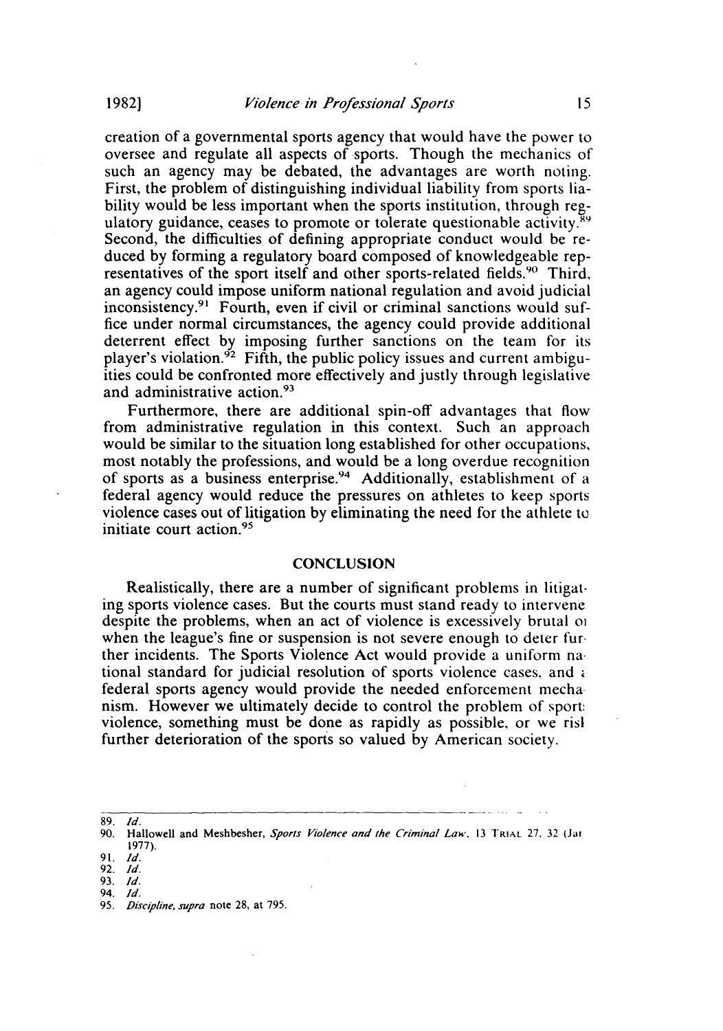creation of a governmental sports agency that would have the power to oversee and regulate all aspects of sports. Though the mechanics of such an agency may be debated, the advantages are worth noting. First, the problem of distinguishing individual liability from sports liability would be less important when the sports institution, through regulatory guidance, ceases to promote or tolerate questionable activity.[89] Second, the difficulties of defining appropriate conduct would be reduced by forming a regulatory board composed of knowledgeable representatives of the sport itself and other sports-related fields.[90] Third, an agency could impose uniform national regulation and avoid judicial inconsistency.[91] Fourth, even if civil or criminal sanctions would suffice under normal circumstances, the agency could provide additional deterrent effect by imposing further sanctions on the team for its player's violation.[92] Fifth, the public policy issues and current ambiguities could be confronted more effectively and justly through legislative and administrative action.[93]

Furthermore, there are additional spin-off advantages that flow from administrative regulation in this context. Such an approach would be similar to the situation long established for other occupations, most notably the professions, and would be a long overdue recognition of sports as a business enterprise.[94] Additionally, establishment of a federal agency would reduce the pressures on athletes to keep sports violence cases out of litigation by eliminating the need for the athlete to initiate court action.[95]

## CONCLUSION

Realistically, there are a number of significant problems in litigating sports violence cases. But the courts must stand ready to intervene despite the problems, when an act of violence is excessively brutal or when the league's fine or suspension is not severe enough to deter further incidents. The Sports Violence Act would provide a uniform national standard for judicial resolution of sports violence cases, and a federal sports agency would provide the needed enforcement mechanism. However we ultimately decide to control the problem of sports violence, something must be done as rapidly as possible, or we risk further deterioration of the sports so valued by American society.

---

89. *Id.*
90. Hallowell and Meshbesher, *Sports Violence and the Criminal Law*, 13 TRIAL 27, 32 (Jan 1977).
91. *Id.*
92. *Id.*
93. *Id.*
94. *Id.*
95. *Discipline, supra* note 28, at 795.